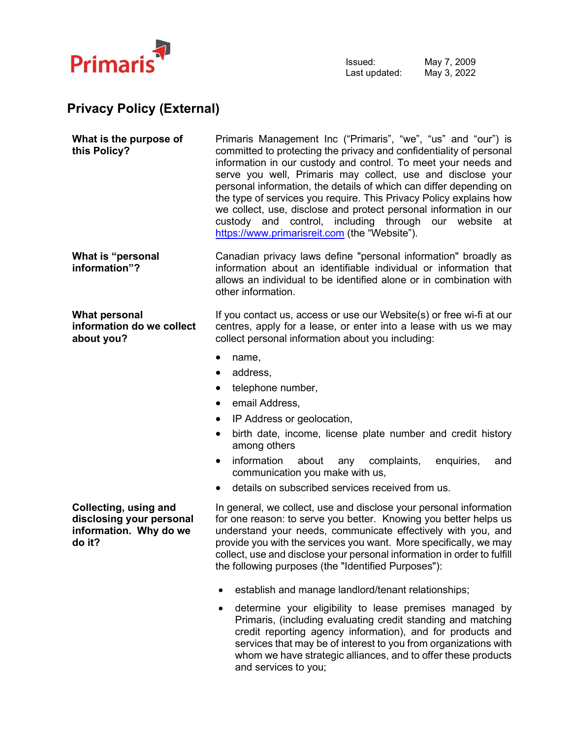Primaris

Issued: May 7, 2009
Last updated: May 3, 2022

# Privacy Policy (External)

**What is the purpose of this Policy?**

Primaris Management Inc ("Primaris", "we", "us" and "our") is committed to protecting the privacy and confidentiality of personal information in our custody and control. To meet your needs and serve you well, Primaris may collect, use and disclose your personal information, the details of which can differ depending on the type of services you require. This Privacy Policy explains how we collect, use, disclose and protect personal information in our custody and control, including through our website at https://www.primarisreit.com (the "Website").

**What is "personal information"?**

Canadian privacy laws define "personal information" broadly as information about an identifiable individual or information that allows an individual to be identified alone or in combination with other information.

**What personal information do we collect about you?**

If you contact us, access or use our Website(s) or free wi-fi at our centres, apply for a lease, or enter into a lease with us we may collect personal information about you including:

- name,
- address,
- telephone number,
- email Address,
- IP Address or geolocation,
- birth date, income, license plate number and credit history among others
- information about any complaints, enquiries, and communication you make with us,
- details on subscribed services received from us.

**Collecting, using and disclosing your personal information. Why do we do it?**

In general, we collect, use and disclose your personal information for one reason: to serve you better. Knowing you better helps us understand your needs, communicate effectively with you, and provide you with the services you want. More specifically, we may collect, use and disclose your personal information in order to fulfill the following purposes (the "Identified Purposes"):

- establish and manage landlord/tenant relationships;
- determine your eligibility to lease premises managed by Primaris, (including evaluating credit standing and matching credit reporting agency information), and for products and services that may be of interest to you from organizations with whom we have strategic alliances, and to offer these products and services to you;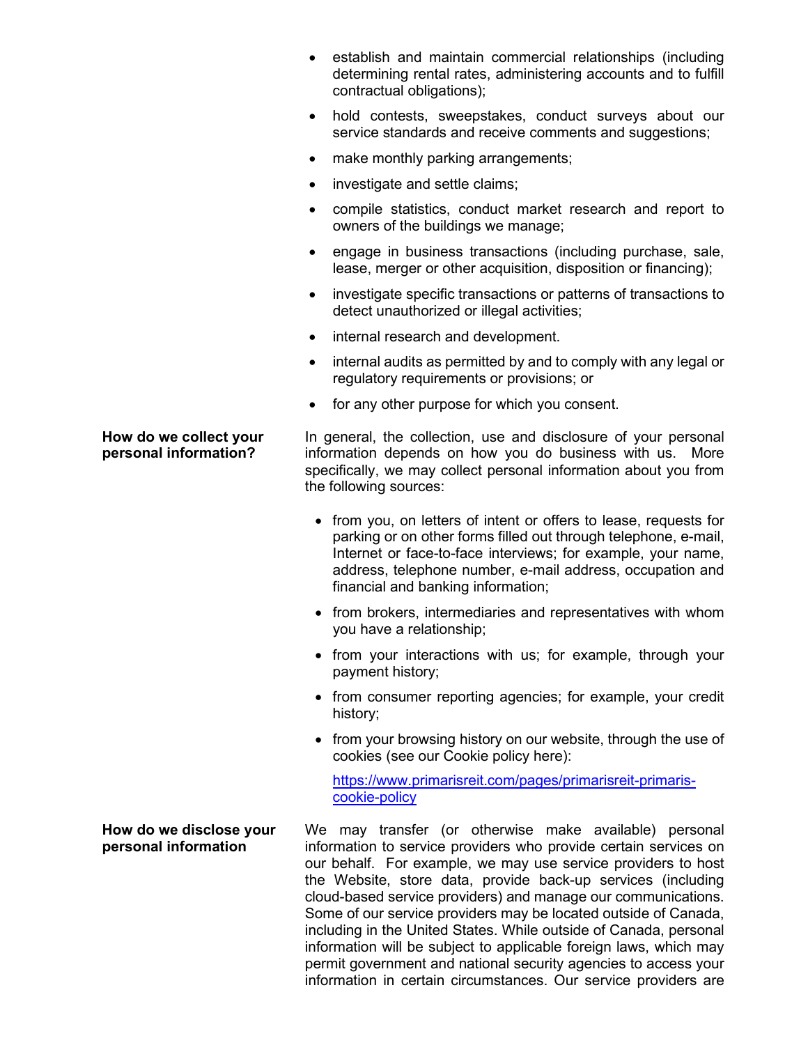- establish and maintain commercial relationships (including determining rental rates, administering accounts and to fulfill contractual obligations);
- hold contests, sweepstakes, conduct surveys about our service standards and receive comments and suggestions;
- make monthly parking arrangements;
- investigate and settle claims;
- compile statistics, conduct market research and report to owners of the buildings we manage;
- engage in business transactions (including purchase, sale, lease, merger or other acquisition, disposition or financing);
- investigate specific transactions or patterns of transactions to detect unauthorized or illegal activities;
- internal research and development.
- internal audits as permitted by and to comply with any legal or regulatory requirements or provisions; or
- for any other purpose for which you consent.

**How do we collect your personal information?**

In general, the collection, use and disclosure of your personal information depends on how you do business with us. More specifically, we may collect personal information about you from the following sources:

- from you, on letters of intent or offers to lease, requests for parking or on other forms filled out through telephone, e-mail, Internet or face-to-face interviews; for example, your name, address, telephone number, e-mail address, occupation and financial and banking information;
- from brokers, intermediaries and representatives with whom you have a relationship;
- from your interactions with us; for example, through your payment history;
- from consumer reporting agencies; for example, your credit history;
- from your browsing history on our website, through the use of cookies (see our Cookie policy here):

  [https://www.primarisreit.com/pages/primarisreit-primaris-cookie-policy](https://www.primarisreit.com/pages/primarisreit-primaris-cookie-policy)

**How do we disclose your personal information**

We may transfer (or otherwise make available) personal information to service providers who provide certain services on our behalf. For example, we may use service providers to host the Website, store data, provide back-up services (including cloud-based service providers) and manage our communications. Some of our service providers may be located outside of Canada, including in the United States. While outside of Canada, personal information will be subject to applicable foreign laws, which may permit government and national security agencies to access your information in certain circumstances. Our service providers are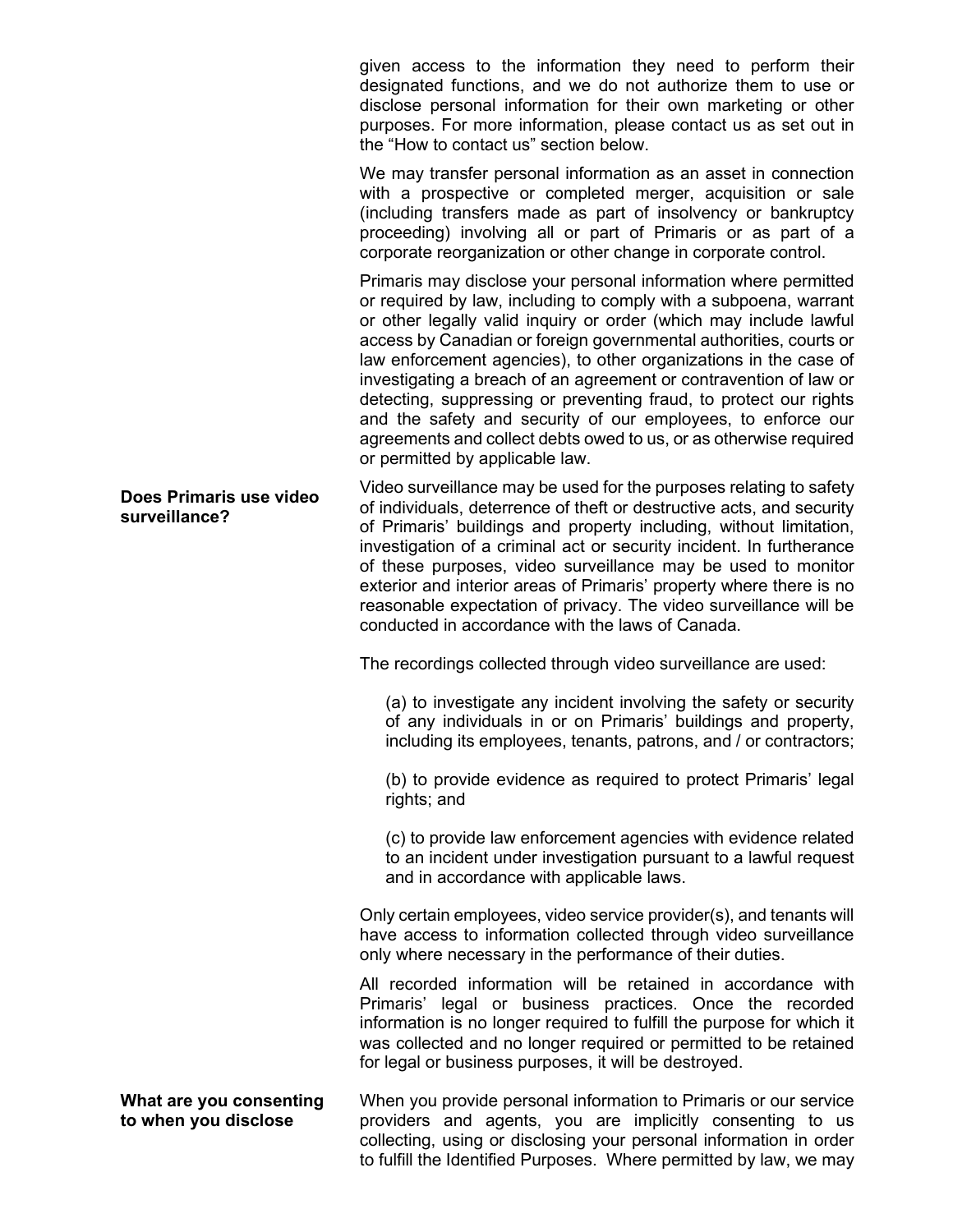given access to the information they need to perform their designated functions, and we do not authorize them to use or disclose personal information for their own marketing or other purposes. For more information, please contact us as set out in the "How to contact us" section below.

We may transfer personal information as an asset in connection with a prospective or completed merger, acquisition or sale (including transfers made as part of insolvency or bankruptcy proceeding) involving all or part of Primaris or as part of a corporate reorganization or other change in corporate control.

Primaris may disclose your personal information where permitted or required by law, including to comply with a subpoena, warrant or other legally valid inquiry or order (which may include lawful access by Canadian or foreign governmental authorities, courts or law enforcement agencies), to other organizations in the case of investigating a breach of an agreement or contravention of law or detecting, suppressing or preventing fraud, to protect our rights and the safety and security of our employees, to enforce our agreements and collect debts owed to us, or as otherwise required or permitted by applicable law.

**Does Primaris use video surveillance?**

Video surveillance may be used for the purposes relating to safety of individuals, deterrence of theft or destructive acts, and security of Primaris' buildings and property including, without limitation, investigation of a criminal act or security incident. In furtherance of these purposes, video surveillance may be used to monitor exterior and interior areas of Primaris' property where there is no reasonable expectation of privacy. The video surveillance will be conducted in accordance with the laws of Canada.

The recordings collected through video surveillance are used:

(a) to investigate any incident involving the safety or security of any individuals in or on Primaris' buildings and property, including its employees, tenants, patrons, and / or contractors;

(b) to provide evidence as required to protect Primaris' legal rights; and

(c) to provide law enforcement agencies with evidence related to an incident under investigation pursuant to a lawful request and in accordance with applicable laws.

Only certain employees, video service provider(s), and tenants will have access to information collected through video surveillance only where necessary in the performance of their duties.

All recorded information will be retained in accordance with Primaris' legal or business practices. Once the recorded information is no longer required to fulfill the purpose for which it was collected and no longer required or permitted to be retained for legal or business purposes, it will be destroyed.

**What are you consenting to when you disclose**

When you provide personal information to Primaris or our service providers and agents, you are implicitly consenting to us collecting, using or disclosing your personal information in order to fulfill the Identified Purposes. Where permitted by law, we may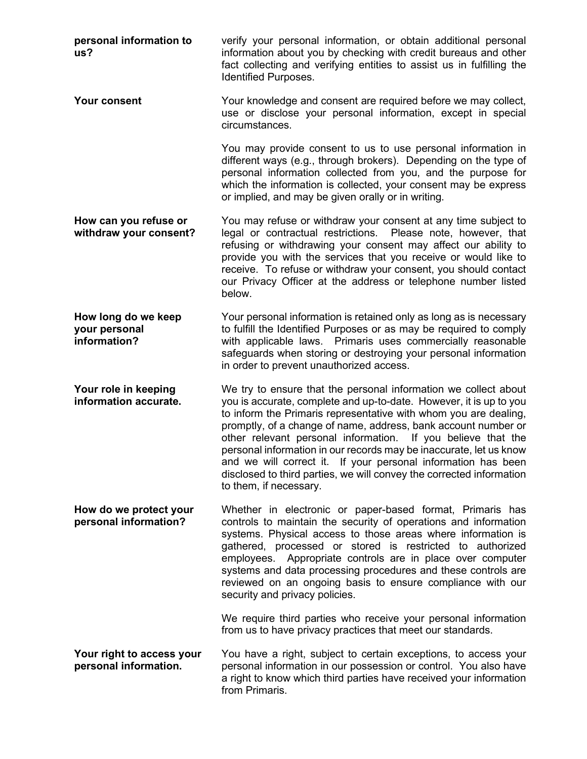**personal information to us?**

verify your personal information, or obtain additional personal information about you by checking with credit bureaus and other fact collecting and verifying entities to assist us in fulfilling the Identified Purposes.

**Your consent**

Your knowledge and consent are required before we may collect, use or disclose your personal information, except in special circumstances.

You may provide consent to us to use personal information in different ways (e.g., through brokers). Depending on the type of personal information collected from you, and the purpose for which the information is collected, your consent may be express or implied, and may be given orally or in writing.

**How can you refuse or withdraw your consent?**

You may refuse or withdraw your consent at any time subject to legal or contractual restrictions. Please note, however, that refusing or withdrawing your consent may affect our ability to provide you with the services that you receive or would like to receive. To refuse or withdraw your consent, you should contact our Privacy Officer at the address or telephone number listed below.

**How long do we keep your personal information?**

Your personal information is retained only as long as is necessary to fulfill the Identified Purposes or as may be required to comply with applicable laws. Primaris uses commercially reasonable safeguards when storing or destroying your personal information in order to prevent unauthorized access.

**Your role in keeping information accurate.**

We try to ensure that the personal information we collect about you is accurate, complete and up-to-date. However, it is up to you to inform the Primaris representative with whom you are dealing, promptly, of a change of name, address, bank account number or other relevant personal information. If you believe that the personal information in our records may be inaccurate, let us know and we will correct it. If your personal information has been disclosed to third parties, we will convey the corrected information to them, if necessary.

**How do we protect your personal information?**

Whether in electronic or paper-based format, Primaris has controls to maintain the security of operations and information systems. Physical access to those areas where information is gathered, processed or stored is restricted to authorized employees. Appropriate controls are in place over computer systems and data processing procedures and these controls are reviewed on an ongoing basis to ensure compliance with our security and privacy policies.

We require third parties who receive your personal information from us to have privacy practices that meet our standards.

**Your right to access your personal information.**

You have a right, subject to certain exceptions, to access your personal information in our possession or control. You also have a right to know which third parties have received your information from Primaris.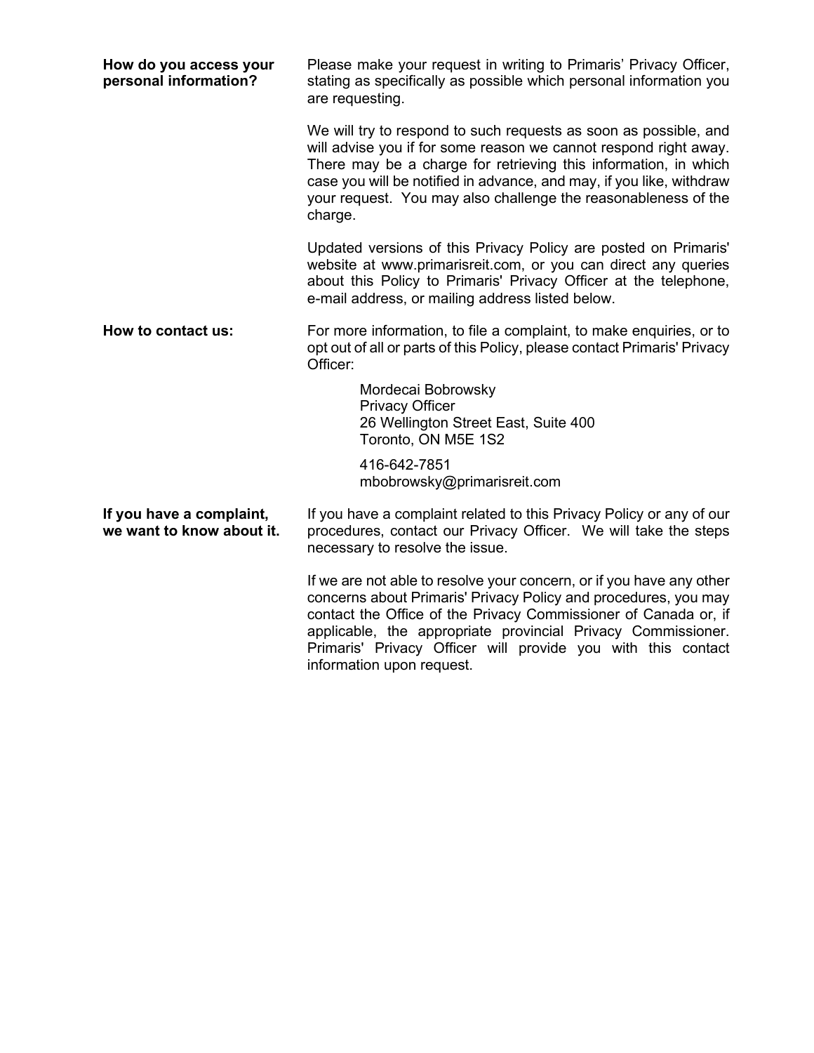**How do you access your personal information?**

Please make your request in writing to Primaris' Privacy Officer, stating as specifically as possible which personal information you are requesting.

We will try to respond to such requests as soon as possible, and will advise you if for some reason we cannot respond right away. There may be a charge for retrieving this information, in which case you will be notified in advance, and may, if you like, withdraw your request. You may also challenge the reasonableness of the charge.

Updated versions of this Privacy Policy are posted on Primaris' website at www.primarisreit.com, or you can direct any queries about this Policy to Primaris' Privacy Officer at the telephone, e-mail address, or mailing address listed below.

**How to contact us:**

For more information, to file a complaint, to make enquiries, or to opt out of all or parts of this Policy, please contact Primaris' Privacy Officer:

> Mordecai Bobrowsky
> Privacy Officer
> 26 Wellington Street East, Suite 400
> Toronto, ON M5E 1S2
>
> 416-642-7851
> mbobrowsky@primarisreit.com

**If you have a complaint, we want to know about it.**

If you have a complaint related to this Privacy Policy or any of our procedures, contact our Privacy Officer. We will take the steps necessary to resolve the issue.

If we are not able to resolve your concern, or if you have any other concerns about Primaris' Privacy Policy and procedures, you may contact the Office of the Privacy Commissioner of Canada or, if applicable, the appropriate provincial Privacy Commissioner. Primaris' Privacy Officer will provide you with this contact information upon request.